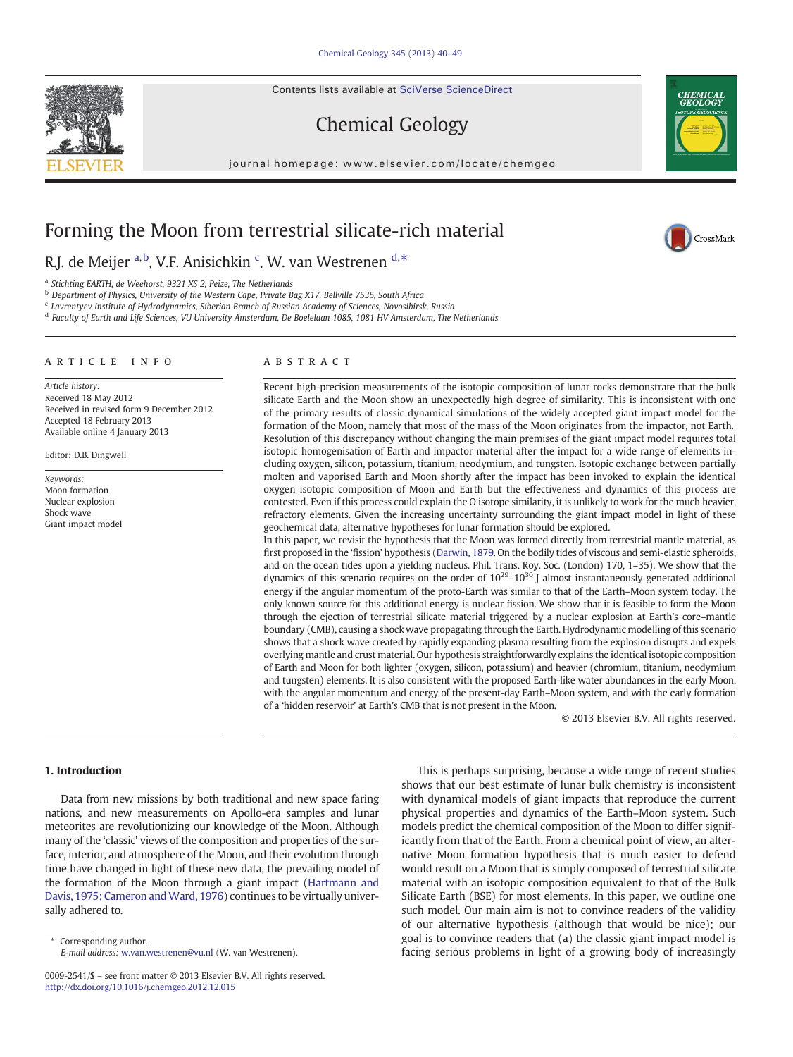# Forming the Moon from terrestrial silicate-rich material

R.J. de Meijer [a,b], V.F. Anisichkin [c], W. van Westrenen [d,*]

[a] Stichting EARTH, de Weehorst, 9321 XS 2, Peize, The Netherlands
[b] Department of Physics, University of the Western Cape, Private Bag X17, Bellville 7535, South Africa
[c] Lavrentyev Institute of Hydrodynamics, Siberian Branch of Russian Academy of Sciences, Novosibirsk, Russia
[d] Faculty of Earth and Life Sciences, VU University Amsterdam, De Boelelaan 1085, 1081 HV Amsterdam, The Netherlands

## ARTICLE INFO

*Article history:*
Received 18 May 2012
Received in revised form 9 December 2012
Accepted 18 February 2013
Available online 4 January 2013

Editor: D.B. Dingwell

*Keywords:*
Moon formation
Nuclear explosion
Shock wave
Giant impact model

## ABSTRACT

Recent high-precision measurements of the isotopic composition of lunar rocks demonstrate that the bulk silicate Earth and the Moon show an unexpectedly high degree of similarity. This is inconsistent with one of the primary results of classic dynamical simulations of the widely accepted giant impact model for the formation of the Moon, namely that most of the mass of the Moon originates from the impactor, not Earth. Resolution of this discrepancy without changing the main premises of the giant impact model requires total isotopic homogenisation of Earth and impactor material after the impact for a wide range of elements including oxygen, silicon, potassium, titanium, neodymium, and tungsten. Isotopic exchange between partially molten and vaporised Earth and Moon shortly after the impact has been invoked to explain the identical oxygen isotopic composition of Moon and Earth but the effectiveness and dynamics of this process are contested. Even if this process could explain the O isotope similarity, it is unlikely to work for the much heavier, refractory elements. Given the increasing uncertainty surrounding the giant impact model in light of these geochemical data, alternative hypotheses for lunar formation should be explored.

In this paper, we revisit the hypothesis that the Moon was formed directly from terrestrial mantle material, as first proposed in the 'fission' hypothesis (Darwin, 1879. On the bodily tides of viscous and semi-elastic spheroids, and on the ocean tides upon a yielding nucleus. Phil. Trans. Roy. Soc. (London) 170, 1–35). We show that the dynamics of this scenario requires on the order of $10^{29}$–$10^{30}$ J almost instantaneously generated additional energy if the angular momentum of the proto-Earth was similar to that of the Earth–Moon system today. The only known source for this additional energy is nuclear fission. We show that it is feasible to form the Moon through the ejection of terrestrial silicate material triggered by a nuclear explosion at Earth's core–mantle boundary (CMB), causing a shock wave propagating through the Earth. Hydrodynamic modelling of this scenario shows that a shock wave created by rapidly expanding plasma resulting from the explosion disrupts and expels overlying mantle and crust material. Our hypothesis straightforwardly explains the identical isotopic composition of Earth and Moon for both lighter (oxygen, silicon, potassium) and heavier (chromium, titanium, neodymium and tungsten) elements. It is also consistent with the proposed Earth-like water abundances in the early Moon, with the angular momentum and energy of the present-day Earth–Moon system, and with the early formation of a 'hidden reservoir' at Earth's CMB that is not present in the Moon.

© 2013 Elsevier B.V. All rights reserved.

## 1. Introduction

Data from new missions by both traditional and new space faring nations, and new measurements on Apollo-era samples and lunar meteorites are revolutionizing our knowledge of the Moon. Although many of the 'classic' views of the composition and properties of the surface, interior, and atmosphere of the Moon, and their evolution through time have changed in light of these new data, the prevailing model of the formation of the Moon through a giant impact (Hartmann and Davis, 1975; Cameron and Ward, 1976) continues to be virtually universally adhered to.

This is perhaps surprising, because a wide range of recent studies shows that our best estimate of lunar bulk chemistry is inconsistent with dynamical models of giant impacts that reproduce the current physical properties and dynamics of the Earth–Moon system. Such models predict the chemical composition of the Moon to differ significantly from that of the Earth. From a chemical point of view, an alternative Moon formation hypothesis that is much easier to defend would result on a Moon that is simply composed of terrestrial silicate material with an isotopic composition equivalent to that of the Bulk Silicate Earth (BSE) for most elements. In this paper, we outline one such model. Our main aim is not to convince readers of the validity of our alternative hypothesis (although that would be nice); our goal is to convince readers that (a) the classic giant impact model is facing serious problems in light of a growing body of increasingly

\* Corresponding author.
*E-mail address:* w.van.westrenen@vu.nl (W. van Westrenen).

0009-2541/$ – see front matter © 2013 Elsevier B.V. All rights reserved.
http://dx.doi.org/10.1016/j.chemgeo.2012.12.015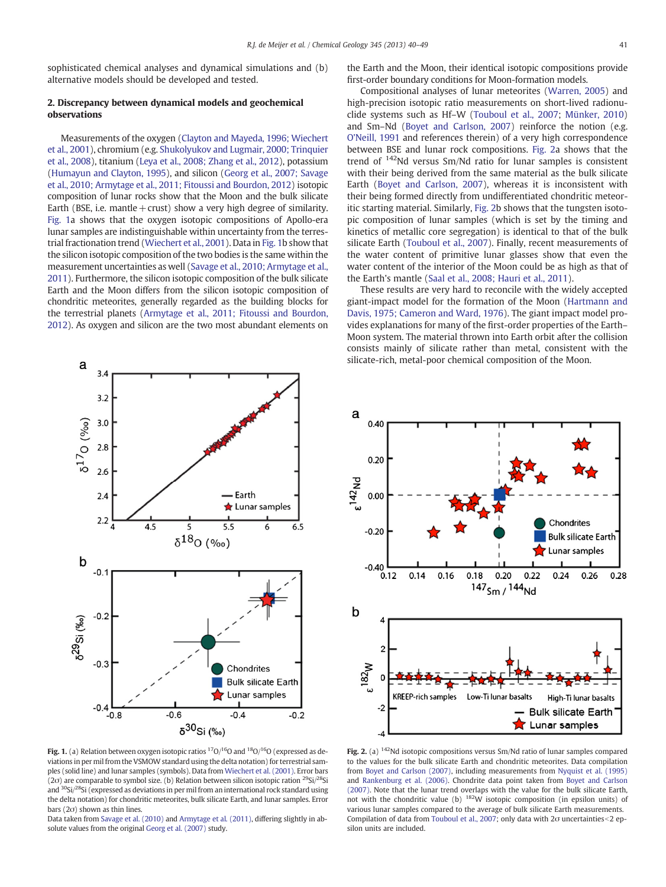sophisticated chemical analyses and dynamical simulations and (b) alternative models should be developed and tested.

## 2. Discrepancy between dynamical models and geochemical observations

Measurements of the oxygen (Clayton and Mayeda, 1996; Wiechert et al., 2001), chromium (e.g. Shukolyukov and Lugmair, 2000; Trinquier et al., 2008), titanium (Leya et al., 2008; Zhang et al., 2012), potassium (Humayun and Clayton, 1995), and silicon (Georg et al., 2007; Savage et al., 2010; Armytage et al., 2011; Fitoussi and Bourdon, 2012) isotopic composition of lunar rocks show that the Moon and the bulk silicate Earth (BSE, i.e. mantle + crust) show a very high degree of similarity. Fig. 1a shows that the oxygen isotopic compositions of Apollo-era lunar samples are indistinguishable within uncertainty from the terrestrial fractionation trend (Wiechert et al., 2001). Data in Fig. 1b show that the silicon isotopic composition of the two bodies is the same within the measurement uncertainties as well (Savage et al., 2010; Armytage et al., 2011). Furthermore, the silicon isotopic composition of the bulk silicate Earth and the Moon differs from the silicon isotopic composition of chondritic meteorites, generally regarded as the building blocks for the terrestrial planets (Armytage et al., 2011; Fitoussi and Bourdon, 2012). As oxygen and silicon are the two most abundant elements on the Earth and the Moon, their identical isotopic compositions provide first-order boundary conditions for Moon-formation models.

Compositional analyses of lunar meteorites (Warren, 2005) and high-precision isotopic ratio measurements on short-lived radionuclide systems such as Hf–W (Touboul et al., 2007; Münker, 2010) and Sm–Nd (Boyet and Carlson, 2007) reinforce the notion (e.g. O'Neill, 1991 and references therein) of a very high correspondence between BSE and lunar rock compositions. Fig. 2a shows that the trend of $^{142}$Nd versus Sm/Nd ratio for lunar samples is consistent with their being derived from the same material as the bulk silicate Earth (Boyet and Carlson, 2007), whereas it is inconsistent with their being formed directly from undifferentiated chondritic meteoritic starting material. Similarly, Fig. 2b shows that the tungsten isotopic composition of lunar samples (which is set by the timing and kinetics of metallic core segregation) is identical to that of the bulk silicate Earth (Touboul et al., 2007). Finally, recent measurements of the water content of primitive lunar glasses show that even the water content of the interior of the Moon could be as high as that of the Earth's mantle (Saal et al., 2008; Hauri et al., 2011).

These results are very hard to reconcile with the widely accepted giant-impact model for the formation of the Moon (Hartmann and Davis, 1975; Cameron and Ward, 1976). The giant impact model provides explanations for many of the first-order properties of the Earth–Moon system. The material thrown into Earth orbit after the collision consists mainly of silicate rather than metal, consistent with the silicate-rich, metal-poor chemical composition of the Moon.

**Fig. 1.** (a) Relation between oxygen isotopic ratios $^{17}$O/$^{16}$O and $^{18}$O/$^{16}$O (expressed as deviations in per mil from the VSMOW standard using the delta notation) for terrestrial samples (solid line) and lunar samples (symbols). Data from Wiechert et al. (2001). Error bars (2σ) are comparable to symbol size. (b) Relation between silicon isotopic ration $^{29}$Si/$^{28}$Si and $^{30}$Si/$^{28}$Si (expressed as deviations in per mil from an international rock standard using the delta notation) for chondritic meteorites, bulk silicate Earth, and lunar samples. Error bars (2σ) shown as thin lines.
Data taken from Savage et al. (2010) and Armytage et al. (2011), differing slightly in absolute values from the original Georg et al. (2007) study.

**Fig. 2.** (a) $^{142}$Nd isotopic compositions versus Sm/Nd ratio of lunar samples compared to the values for the bulk silicate Earth and chondritic meteorites. Data compilation from Boyet and Carlson (2007), including measurements from Nyquist et al. (1995) and Rankenburg et al. (2006). Chondrite data point taken from Boyet and Carlson (2007). Note that the lunar trend overlaps with the value for the bulk silicate Earth, not with the chondritic value (b) $^{182}$W isotopic composition (in epsilon units) of various lunar samples compared to the average of bulk silicate Earth measurements. Compilation of data from Touboul et al., 2007; only data with 2σ uncertainties < 2 epsilon units are included.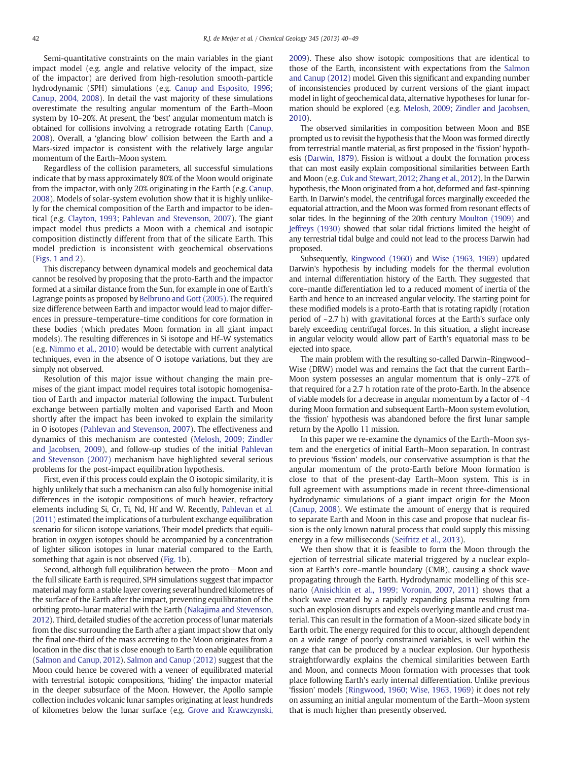Semi-quantitative constraints on the main variables in the giant impact model (e.g. angle and relative velocity of the impact, size of the impactor) are derived from high-resolution smooth-particle hydrodynamic (SPH) simulations (e.g. Canup and Esposito, 1996; Canup, 2004, 2008). In detail the vast majority of these simulations overestimate the resulting angular momentum of the Earth–Moon system by 10–20%. At present, the 'best' angular momentum match is obtained for collisions involving a retrograde rotating Earth (Canup, 2008). Overall, a 'glancing blow' collision between the Earth and a Mars-sized impactor is consistent with the relatively large angular momentum of the Earth–Moon system.

Regardless of the collision parameters, all successful simulations indicate that by mass approximately 80% of the Moon would originate from the impactor, with only 20% originating in the Earth (e.g. Canup, 2008). Models of solar-system evolution show that it is highly unlikely for the chemical composition of the Earth and impactor to be identical (e.g. Clayton, 1993; Pahlevan and Stevenson, 2007). The giant impact model thus predicts a Moon with a chemical and isotopic composition distinctly different from that of the silicate Earth. This model prediction is inconsistent with geochemical observations (Figs. 1 and 2).

This discrepancy between dynamical models and geochemical data cannot be resolved by proposing that the proto-Earth and the impactor formed at a similar distance from the Sun, for example in one of Earth's Lagrange points as proposed by Belbruno and Gott (2005). The required size difference between Earth and impactor would lead to major differences in pressure–temperature–time conditions for core formation in these bodies (which predates Moon formation in all giant impact models). The resulting differences in Si isotope and Hf–W systematics (e.g. Nimmo et al., 2010) would be detectable with current analytical techniques, even in the absence of O isotope variations, but they are simply not observed.

Resolution of this major issue without changing the main premises of the giant impact model requires total isotopic homogenisation of Earth and impactor material following the impact. Turbulent exchange between partially molten and vaporised Earth and Moon shortly after the impact has been invoked to explain the similarity in O isotopes (Pahlevan and Stevenson, 2007). The effectiveness and dynamics of this mechanism are contested (Melosh, 2009; Zindler and Jacobsen, 2009), and follow-up studies of the initial Pahlevan and Stevenson (2007) mechanism have highlighted several serious problems for the post-impact equilibration hypothesis.

First, even if this process could explain the O isotopic similarity, it is highly unlikely that such a mechanism can also fully homogenise initial differences in the isotopic compositions of much heavier, refractory elements including Si, Cr, Ti, Nd, Hf and W. Recently, Pahlevan et al. (2011) estimated the implications of a turbulent exchange equilibration scenario for silicon isotope variations. Their model predicts that equilibration in oxygen isotopes should be accompanied by a concentration of lighter silicon isotopes in lunar material compared to the Earth, something that again is not observed (Fig. 1b).

Second, although full equilibration between the proto−Moon and the full silicate Earth is required, SPH simulations suggest that impactor material may form a stable layer covering several hundred kilometres of the surface of the Earth after the impact, preventing equilibration of the orbiting proto-lunar material with the Earth (Nakajima and Stevenson, 2012). Third, detailed studies of the accretion process of lunar materials from the disc surrounding the Earth after a giant impact show that only the final one-third of the mass accreting to the Moon originates from a location in the disc that is close enough to Earth to enable equilibration (Salmon and Canup, 2012). Salmon and Canup (2012) suggest that the Moon could hence be covered with a veneer of equilibrated material with terrestrial isotopic compositions, 'hiding' the impactor material in the deeper subsurface of the Moon. However, the Apollo sample collection includes volcanic lunar samples originating at least hundreds of kilometres below the lunar surface (e.g. Grove and Krawczynski, 2009). These also show isotopic compositions that are identical to those of the Earth, inconsistent with expectations from the Salmon and Canup (2012) model. Given this significant and expanding number of inconsistencies produced by current versions of the giant impact model in light of geochemical data, alternative hypotheses for lunar formation should be explored (e.g. Melosh, 2009; Zindler and Jacobsen, 2010).

The observed similarities in composition between Moon and BSE prompted us to revisit the hypothesis that the Moon was formed directly from terrestrial mantle material, as first proposed in the 'fission' hypothesis (Darwin, 1879). Fission is without a doubt the formation process that can most easily explain compositional similarities between Earth and Moon (e.g. Cuk and Stewart, 2012; Zhang et al., 2012). In the Darwin hypothesis, the Moon originated from a hot, deformed and fast-spinning Earth. In Darwin's model, the centrifugal forces marginally exceeded the equatorial attraction, and the Moon was formed from resonant effects of solar tides. In the beginning of the 20th century Moulton (1909) and Jeffreys (1930) showed that solar tidal frictions limited the height of any terrestrial tidal bulge and could not lead to the process Darwin had proposed.

Subsequently, Ringwood (1960) and Wise (1963, 1969) updated Darwin's hypothesis by including models for the thermal evolution and internal differentiation history of the Earth. They suggested that core–mantle differentiation led to a reduced moment of inertia of the Earth and hence to an increased angular velocity. The starting point for these modified models is a proto-Earth that is rotating rapidly (rotation period of ~2.7 h) with gravitational forces at the Earth's surface only barely exceeding centrifugal forces. In this situation, a slight increase in angular velocity would allow part of Earth's equatorial mass to be ejected into space.

The main problem with the resulting so-called Darwin–Ringwood–Wise (DRW) model was and remains the fact that the current Earth–Moon system possesses an angular momentum that is only ~27% of that required for a 2.7 h rotation rate of the proto-Earth. In the absence of viable models for a decrease in angular momentum by a factor of ~4 during Moon formation and subsequent Earth–Moon system evolution, the 'fission' hypothesis was abandoned before the first lunar sample return by the Apollo 11 mission.

In this paper we re-examine the dynamics of the Earth–Moon system and the energetics of initial Earth–Moon separation. In contrast to previous 'fission' models, our conservative assumption is that the angular momentum of the proto-Earth before Moon formation is close to that of the present-day Earth–Moon system. This is in full agreement with assumptions made in recent three-dimensional hydrodynamic simulations of a giant impact origin for the Moon (Canup, 2008). We estimate the amount of energy that is required to separate Earth and Moon in this case and propose that nuclear fission is the only known natural process that could supply this missing energy in a few milliseconds (Seifritz et al., 2013).

We then show that it is feasible to form the Moon through the ejection of terrestrial silicate material triggered by a nuclear explosion at Earth's core–mantle boundary (CMB), causing a shock wave propagating through the Earth. Hydrodynamic modelling of this scenario (Anisichkin et al., 1999; Voronin, 2007, 2011) shows that a shock wave created by a rapidly expanding plasma resulting from such an explosion disrupts and expels overlying mantle and crust material. This can result in the formation of a Moon-sized silicate body in Earth orbit. The energy required for this to occur, although dependent on a wide range of poorly constrained variables, is well within the range that can be produced by a nuclear explosion. Our hypothesis straightforwardly explains the chemical similarities between Earth and Moon, and connects Moon formation with processes that took place following Earth's early internal differentiation. Unlike previous 'fission' models (Ringwood, 1960; Wise, 1963, 1969) it does not rely on assuming an initial angular momentum of the Earth–Moon system that is much higher than presently observed.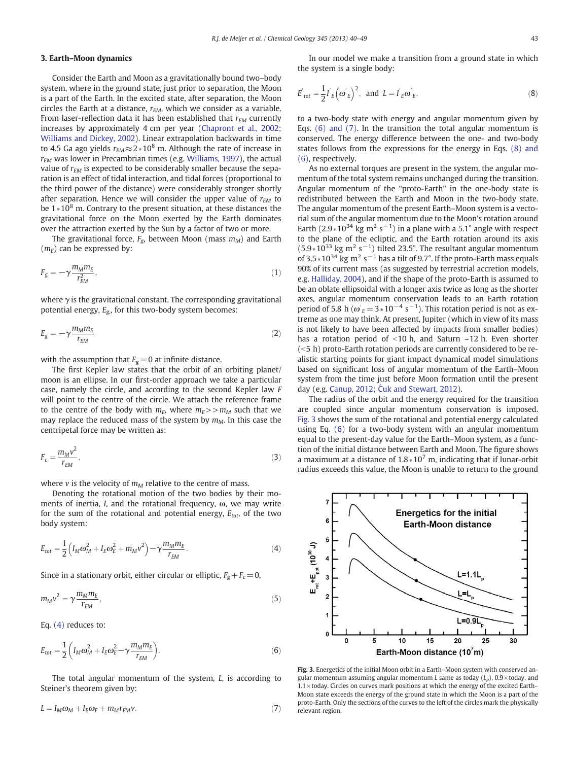## 3. Earth–Moon dynamics

Consider the Earth and Moon as a gravitationally bound two–body system, where in the ground state, just prior to separation, the Moon is a part of the Earth. In the excited state, after separation, the Moon circles the Earth at a distance, $r_{EM}$, which we consider as a variable. From laser-reflection data it has been established that $r_{EM}$ currently increases by approximately 4 cm per year (Chapront et al., 2002; Williams and Dickey, 2002). Linear extrapolation backwards in time to 4.5 Ga ago yields $r_{EM} \approx 2*10^8$ m. Although the rate of increase in $r_{EM}$ was lower in Precambrian times (e.g. Williams, 1997), the actual value of $r_{EM}$ is expected to be considerably smaller because the separation is an effect of tidal interaction, and tidal forces (proportional to the third power of the distance) were considerably stronger shortly after separation. Hence we will consider the upper value of $r_{EM}$ to be $1*10^8$ m. Contrary to the present situation, at these distances the gravitational force on the Moon exerted by the Earth dominates over the attraction exerted by the Sun by a factor of two or more.

The gravitational force, $F_g$, between Moon (mass $m_M$) and Earth ($m_E$) can be expressed by:

$$F_g = -\gamma \frac{m_M m_E}{r_{EM}^2}, \tag{1}$$

where γ is the gravitational constant. The corresponding gravitational potential energy, $E_g$, for this two-body system becomes:

$$E_g = -\gamma \frac{m_M m_E}{r_{EM}} \tag{2}$$

with the assumption that $E_g = 0$ at infinite distance.

The first Kepler law states that the orbit of an orbiting planet/moon is an ellipse. In our first-order approach we take a particular case, namely the circle, and according to the second Kepler law $F$ will point to the centre of the circle. We attach the reference frame to the centre of the body with $m_E$, where $m_E >> m_M$ such that we may replace the reduced mass of the system by $m_M$. In this case the centripetal force may be written as:

$$F_c = \frac{m_M v^2}{r_{EM}}, \tag{3}$$

where $v$ is the velocity of $m_M$ relative to the centre of mass.

Denoting the rotational motion of the two bodies by their moments of inertia, $I$, and the rotational frequency, ω, we may write for the sum of the rotational and potential energy, $E_{tot}$, of the two body system:

$$E_{tot} = \frac{1}{2}\left(I_M \omega_M^2 + I_E \omega_E^2 + m_M v^2\right) - \gamma \frac{m_M m_E}{r_{EM}}. \tag{4}$$

Since in a stationary orbit, either circular or elliptic, $F_g + F_c = 0$,

$$m_M v^2 = \gamma \frac{m_M m_E}{r_{EM}}, \tag{5}$$

Eq. (4) reduces to:

$$E_{tot} = \frac{1}{2}\left(I_M \omega_M^2 + I_E \omega_E^2 - \gamma \frac{m_M m_E}{r_{EM}}\right). \tag{6}$$

The total angular momentum of the system, $L$, is according to Steiner's theorem given by:

$$L = I_M \omega_M + I_E \omega_E + m_M r_{EM} v. \tag{7}$$

In our model we make a transition from a ground state in which the system is a single body:

$$E'_{tot} = \frac{1}{2} I'_E \left(\omega'_E\right)^2, \text{ and } L = I'_E \omega'_E, \tag{8}$$

to a two-body state with energy and angular momentum given by Eqs. (6) and (7). In the transition the total angular momentum is conserved. The energy difference between the one- and two-body states follows from the expressions for the energy in Eqs. (8) and (6), respectively.

As no external torques are present in the system, the angular momentum of the total system remains unchanged during the transition. Angular momentum of the "proto-Earth" in the one-body state is redistributed between the Earth and Moon in the two-body state. The angular momentum of the present Earth–Moon system is a vectorial sum of the angular momentum due to the Moon's rotation around Earth ($2.9*10^{34}$ kg m$^2$ s$^{-1}$) in a plane with a 5.1° angle with respect to the plane of the ecliptic, and the Earth rotation around its axis ($5.9*10^{33}$ kg m$^2$ s$^{-1}$) tilted 23.5°. The resultant angular momentum of $3.5*10^{34}$ kg m$^2$ s$^{-1}$ has a tilt of 9.7°. If the proto-Earth mass equals 90% of its current mass (as suggested by terrestrial accretion models, e.g. Halliday, 2004), and if the shape of the proto-Earth is assumed to be an oblate ellipsoidal with a longer axis twice as long as the shorter axes, angular momentum conservation leads to an Earth rotation period of 5.8 h ($\omega'_E = 3*10^{-4}$ s$^{-1}$). This rotation period is not as extreme as one may think. At present, Jupiter (which in view of its mass is not likely to have been affected by impacts from smaller bodies) has a rotation period of <10 h, and Saturn ~12 h. Even shorter (<5 h) proto-Earth rotation periods are currently considered to be realistic starting points for giant impact dynamical model simulations based on significant loss of angular momentum of the Earth–Moon system from the time just before Moon formation until the present day (e.g. Canup, 2012; Ćuk and Stewart, 2012).

The radius of the orbit and the energy required for the transition are coupled since angular momentum conservation is imposed. Fig. 3 shows the sum of the rotational and potential energy calculated using Eq. (6) for a two-body system with an angular momentum equal to the present-day value for the Earth–Moon system, as a function of the initial distance between Earth and Moon. The figure shows a maximum at a distance of $1.8*10^7$ m, indicating that if lunar-orbit radius exceeds this value, the Moon is unable to return to the ground

**Fig. 3.** Energetics of the initial Moon orbit in a Earth–Moon system with conserved angular momentum assuming angular momentum $L$ same as today ($L_p$), 0.9× today, and 1.1× today. Circles on curves mark positions at which the energy of the excited Earth–Moon state exceeds the energy of the ground state in which the Moon is a part of the proto-Earth. Only the sections of the curves to the left of the circles mark the physically relevant region.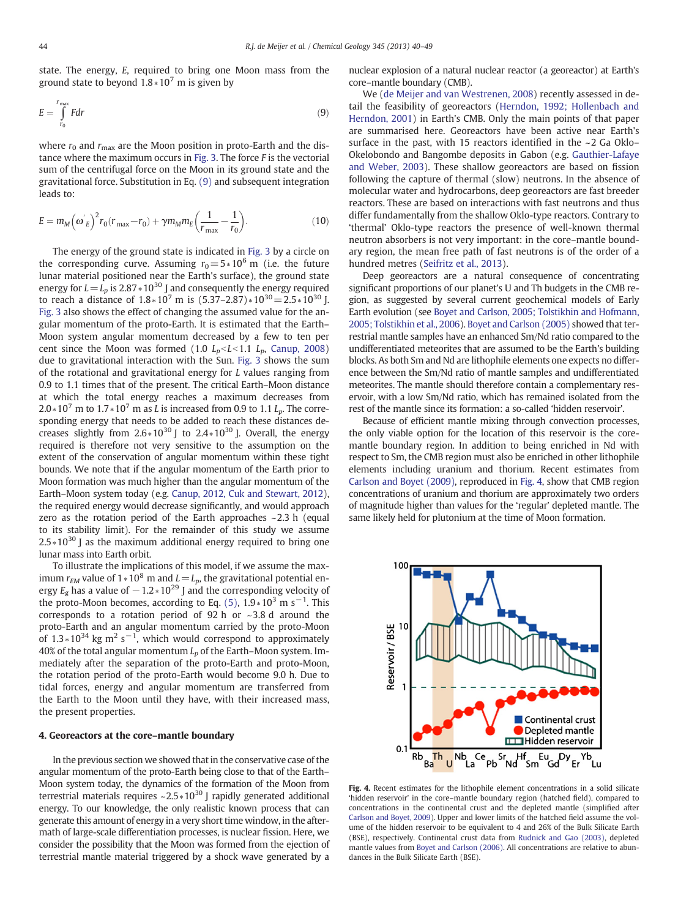state. The energy, $E$, required to bring one Moon mass from the ground state to beyond $1.8*10^7$ m is given by

$$E = \int_{r_0}^{r_{\max}} F dr \tag{9}$$

where $r_0$ and $r_{\max}$ are the Moon position in proto-Earth and the distance where the maximum occurs in Fig. 3. The force $F$ is the vectorial sum of the centrifugal force on the Moon in its ground state and the gravitational force. Substitution in Eq. (9) and subsequent integration leads to:

$$E = m_M \left(\omega'_E\right)^2 r_0 (r_{\max} - r_0) + \gamma m_M m_E \left(\frac{1}{r_{\max}} - \frac{1}{r_0}\right). \tag{10}$$

The energy of the ground state is indicated in Fig. 3 by a circle on the corresponding curve. Assuming $r_0 = 5*10^6$ m (i.e. the future lunar material positioned near the Earth's surface), the ground state energy for $L = L_p$ is $2.87*10^{30}$ J and consequently the energy required to reach a distance of $1.8*10^7$ m is $(5.37-2.87)*10^{30} = 2.5*10^{30}$ J. Fig. 3 also shows the effect of changing the assumed value for the angular momentum of the proto-Earth. It is estimated that the Earth–Moon system angular momentum decreased by a few to ten per cent since the Moon was formed ($1.0\ L_p < L < 1.1\ L_p$, Canup, 2008) due to gravitational interaction with the Sun. Fig. 3 shows the sum of the rotational and gravitational energy for $L$ values ranging from 0.9 to 1.1 times that of the present. The critical Earth–Moon distance at which the total energy reaches a maximum decreases from $2.0*10^7$ m to $1.7*10^7$ m as $L$ is increased from 0.9 to 1.1 $L_p$. The corresponding energy that needs to be added to reach these distances decreases slightly from $2.6*10^{30}$ J to $2.4*10^{30}$ J. Overall, the energy required is therefore not very sensitive to the assumption on the extent of the conservation of angular momentum within these tight bounds. We note that if the angular momentum of the Earth prior to Moon formation was much higher than the angular momentum of the Earth–Moon system today (e.g. Canup, 2012, Cuk and Stewart, 2012), the required energy would decrease significantly, and would approach zero as the rotation period of the Earth approaches ~2.3 h (equal to its stability limit). For the remainder of this study we assume $2.5*10^{30}$ J as the maximum additional energy required to bring one lunar mass into Earth orbit.

To illustrate the implications of this model, if we assume the maximum $r_{EM}$ value of $1*10^8$ m and $L = L_p$, the gravitational potential energy $E_g$ has a value of $-1.2*10^{29}$ J and the corresponding velocity of the proto-Moon becomes, according to Eq. (5), $1.9*10^3$ m s$^{-1}$. This corresponds to a rotation period of 92 h or ~3.8 d around the proto-Earth and an angular momentum carried by the proto-Moon of $1.3*10^{34}$ kg m$^2$ s$^{-1}$, which would correspond to approximately 40% of the total angular momentum $L_p$ of the Earth–Moon system. Immediately after the separation of the proto-Earth and proto-Moon, the rotation period of the proto-Earth would become 9.0 h. Due to tidal forces, energy and angular momentum are transferred from the Earth to the Moon until they have, with their increased mass, the present properties.

## 4. Georeactors at the core–mantle boundary

In the previous section we showed that in the conservative case of the angular momentum of the proto-Earth being close to that of the Earth–Moon system today, the dynamics of the formation of the Moon from terrestrial materials requires ~$2.5*10^{30}$ J rapidly generated additional energy. To our knowledge, the only realistic known process that can generate this amount of energy in a very short time window, in the aftermath of large-scale differentiation processes, is nuclear fission. Here, we consider the possibility that the Moon was formed from the ejection of terrestrial mantle material triggered by a shock wave generated by a nuclear explosion of a natural nuclear reactor (a georeactor) at Earth's core–mantle boundary (CMB).

We (de Meijer and van Westrenen, 2008) recently assessed in detail the feasibility of georeactors (Herndon, 1992; Hollenbach and Herndon, 2001) in Earth's CMB. Only the main points of that paper are summarised here. Georeactors have been active near Earth's surface in the past, with 15 reactors identified in the ~2 Ga Oklo–Okelobondo and Bangombe deposits in Gabon (e.g. Gauthier-Lafaye and Weber, 2003). These shallow georeactors are based on fission following the capture of thermal (slow) neutrons. In the absence of molecular water and hydrocarbons, deep georeactors are fast breeder reactors. These are based on interactions with fast neutrons and thus differ fundamentally from the shallow Oklo-type reactors. Contrary to 'thermal' Oklo-type reactors the presence of well-known thermal neutron absorbers is not very important: in the core–mantle boundary region, the mean free path of fast neutrons is of the order of a hundred metres (Seifritz et al., 2013).

Deep georeactors are a natural consequence of concentrating significant proportions of our planet's U and Th budgets in the CMB region, as suggested by several current geochemical models of Early Earth evolution (see Boyet and Carlson, 2005; Tolstikhin and Hofmann, 2005; Tolstikhin et al., 2006). Boyet and Carlson (2005) showed that terrestrial mantle samples have an enhanced Sm/Nd ratio compared to the undifferentiated meteorites that are assumed to be the Earth's building blocks. As both Sm and Nd are lithophile elements one expects no difference between the Sm/Nd ratio of mantle samples and undifferentiated meteorites. The mantle should therefore contain a complementary reservoir, with a low Sm/Nd ratio, which has remained isolated from the rest of the mantle since its formation: a so-called 'hidden reservoir'.

Because of efficient mantle mixing through convection processes, the only viable option for the location of this reservoir is the core–mantle boundary region. In addition to being enriched in Nd with respect to Sm, the CMB region must also be enriched in other lithophile elements including uranium and thorium. Recent estimates from Carlson and Boyet (2009), reproduced in Fig. 4, show that CMB region concentrations of uranium and thorium are approximately two orders of magnitude higher than values for the 'regular' depleted mantle. The same likely held for plutonium at the time of Moon formation.

**Fig. 4.** Recent estimates for the lithophile element concentrations in a solid silicate 'hidden reservoir' in the core–mantle boundary region (hatched field), compared to concentrations in the continental crust and the depleted mantle (simplified after Carlson and Boyet, 2009). Upper and lower limits of the hatched field assume the volume of the hidden reservoir to be equivalent to 4 and 26% of the Bulk Silicate Earth (BSE), respectively. Continental crust data from Rudnick and Gao (2003), depleted mantle values from Boyet and Carlson (2006). All concentrations are relative to abundances in the Bulk Silicate Earth (BSE).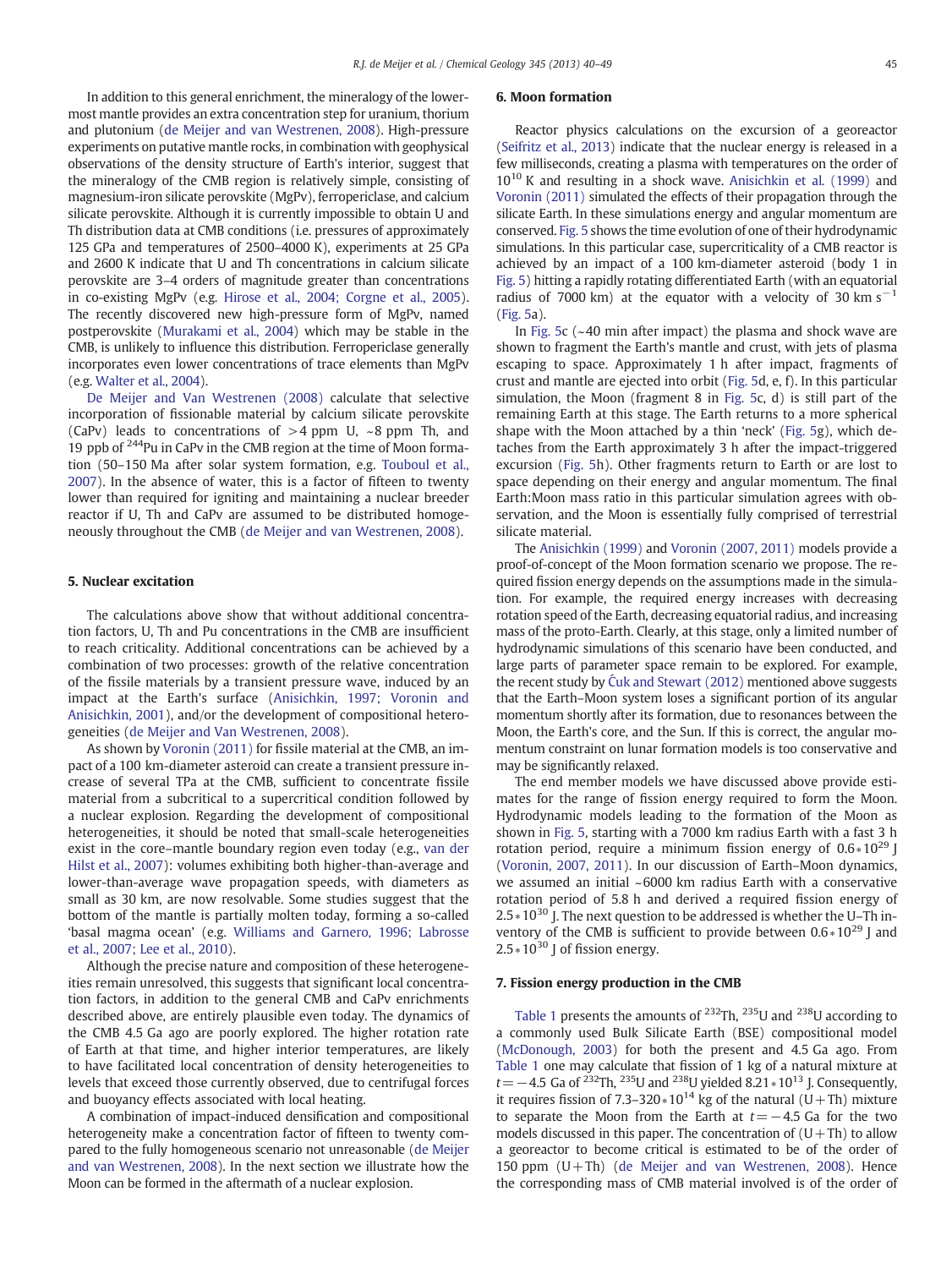In addition to this general enrichment, the mineralogy of the lowermost mantle provides an extra concentration step for uranium, thorium and plutonium (de Meijer and van Westrenen, 2008). High-pressure experiments on putative mantle rocks, in combination with geophysical observations of the density structure of Earth's interior, suggest that the mineralogy of the CMB region is relatively simple, consisting of magnesium-iron silicate perovskite (MgPv), ferropericlase, and calcium silicate perovskite. Although it is currently impossible to obtain U and Th distribution data at CMB conditions (i.e. pressures of approximately 125 GPa and temperatures of 2500–4000 K), experiments at 25 GPa and 2600 K indicate that U and Th concentrations in calcium silicate perovskite are 3–4 orders of magnitude greater than concentrations in co-existing MgPv (e.g. Hirose et al., 2004; Corgne et al., 2005). The recently discovered new high-pressure form of MgPv, named postperovskite (Murakami et al., 2004) which may be stable in the CMB, is unlikely to influence this distribution. Ferropericlase generally incorporates even lower concentrations of trace elements than MgPv (e.g. Walter et al., 2004).

De Meijer and Van Westrenen (2008) calculate that selective incorporation of fissionable material by calcium silicate perovskite (CaPv) leads to concentrations of >4 ppm U, ~8 ppm Th, and 19 ppb of $^{244}$Pu in CaPv in the CMB region at the time of Moon formation (50–150 Ma after solar system formation, e.g. Touboul et al., 2007). In the absence of water, this is a factor of fifteen to twenty lower than required for igniting and maintaining a nuclear breeder reactor if U, Th and CaPv are assumed to be distributed homogeneously throughout the CMB (de Meijer and van Westrenen, 2008).

## 5. Nuclear excitation

The calculations above show that without additional concentration factors, U, Th and Pu concentrations in the CMB are insufficient to reach criticality. Additional concentrations can be achieved by a combination of two processes: growth of the relative concentration of the fissile materials by a transient pressure wave, induced by an impact at the Earth's surface (Anisichkin, 1997; Voronin and Anisichkin, 2001), and/or the development of compositional heterogeneities (de Meijer and Van Westrenen, 2008).

As shown by Voronin (2011) for fissile material at the CMB, an impact of a 100 km-diameter asteroid can create a transient pressure increase of several TPa at the CMB, sufficient to concentrate fissile material from a subcritical to a supercritical condition followed by a nuclear explosion. Regarding the development of compositional heterogeneities, it should be noted that small-scale heterogeneities exist in the core–mantle boundary region even today (e.g., van der Hilst et al., 2007): volumes exhibiting both higher-than-average and lower-than-average wave propagation speeds, with diameters as small as 30 km, are now resolvable. Some studies suggest that the bottom of the mantle is partially molten today, forming a so-called 'basal magma ocean' (e.g. Williams and Garnero, 1996; Labrosse et al., 2007; Lee et al., 2010).

Although the precise nature and composition of these heterogeneities remain unresolved, this suggests that significant local concentration factors, in addition to the general CMB and CaPv enrichments described above, are entirely plausible even today. The dynamics of the CMB 4.5 Ga ago are poorly explored. The higher rotation rate of Earth at that time, and higher interior temperatures, are likely to have facilitated local concentration of density heterogeneities to levels that exceed those currently observed, due to centrifugal forces and buoyancy effects associated with local heating.

A combination of impact-induced densification and compositional heterogeneity make a concentration factor of fifteen to twenty compared to the fully homogeneous scenario not unreasonable (de Meijer and van Westrenen, 2008). In the next section we illustrate how the Moon can be formed in the aftermath of a nuclear explosion.

## 6. Moon formation

Reactor physics calculations on the excursion of a georeactor (Seifritz et al., 2013) indicate that the nuclear energy is released in a few milliseconds, creating a plasma with temperatures on the order of $10^{10}$ K and resulting in a shock wave. Anisichkin et al. (1999) and Voronin (2011) simulated the effects of their propagation through the silicate Earth. In these simulations energy and angular momentum are conserved. Fig. 5 shows the time evolution of one of their hydrodynamic simulations. In this particular case, supercriticality of a CMB reactor is achieved by an impact of a 100 km-diameter asteroid (body 1 in Fig. 5) hitting a rapidly rotating differentiated Earth (with an equatorial radius of 7000 km) at the equator with a velocity of 30 km s$^{-1}$ (Fig. 5a).

In Fig. 5c (~40 min after impact) the plasma and shock wave are shown to fragment the Earth's mantle and crust, with jets of plasma escaping to space. Approximately 1 h after impact, fragments of crust and mantle are ejected into orbit (Fig. 5d, e, f). In this particular simulation, the Moon (fragment 8 in Fig. 5c, d) is still part of the remaining Earth at this stage. The Earth returns to a more spherical shape with the Moon attached by a thin 'neck' (Fig. 5g), which detaches from the Earth approximately 3 h after the impact-triggered excursion (Fig. 5h). Other fragments return to Earth or are lost to space depending on their energy and angular momentum. The final Earth:Moon mass ratio in this particular simulation agrees with observation, and the Moon is essentially fully comprised of terrestrial silicate material.

The Anisichkin (1999) and Voronin (2007, 2011) models provide a proof-of-concept of the Moon formation scenario we propose. The required fission energy depends on the assumptions made in the simulation. For example, the required energy increases with decreasing rotation speed of the Earth, decreasing equatorial radius, and increasing mass of the proto-Earth. Clearly, at this stage, only a limited number of hydrodynamic simulations of this scenario have been conducted, and large parts of parameter space remain to be explored. For example, the recent study by Ćuk and Stewart (2012) mentioned above suggests that the Earth–Moon system loses a significant portion of its angular momentum shortly after its formation, due to resonances between the Moon, the Earth's core, and the Sun. If this is correct, the angular momentum constraint on lunar formation models is too conservative and may be significantly relaxed.

The end member models we have discussed above provide estimates for the range of fission energy required to form the Moon. Hydrodynamic models leading to the formation of the Moon as shown in Fig. 5, starting with a 7000 km radius Earth with a fast 3 h rotation period, require a minimum fission energy of $0.6*10^{29}$ J (Voronin, 2007, 2011). In our discussion of Earth–Moon dynamics, we assumed an initial ~6000 km radius Earth with a conservative rotation period of 5.8 h and derived a required fission energy of $2.5*10^{30}$ J. The next question to be addressed is whether the U–Th inventory of the CMB is sufficient to provide between $0.6*10^{29}$ J and $2.5*10^{30}$ J of fission energy.

## 7. Fission energy production in the CMB

Table 1 presents the amounts of $^{232}$Th, $^{235}$U and $^{238}$U according to a commonly used Bulk Silicate Earth (BSE) compositional model (McDonough, 2003) for both the present and 4.5 Ga ago. From Table 1 one may calculate that fission of 1 kg of a natural mixture at $t = -4.5$ Ga of $^{232}$Th, $^{235}$U and $^{238}$U yielded $8.21*10^{13}$ J. Consequently, it requires fission of $7.3–320*10^{14}$ kg of the natural (U+Th) mixture to separate the Moon from the Earth at $t = -4.5$ Ga for the two models discussed in this paper. The concentration of (U+Th) to allow a georeactor to become critical is estimated to be of the order of 150 ppm (U+Th) (de Meijer and van Westrenen, 2008). Hence the corresponding mass of CMB material involved is of the order of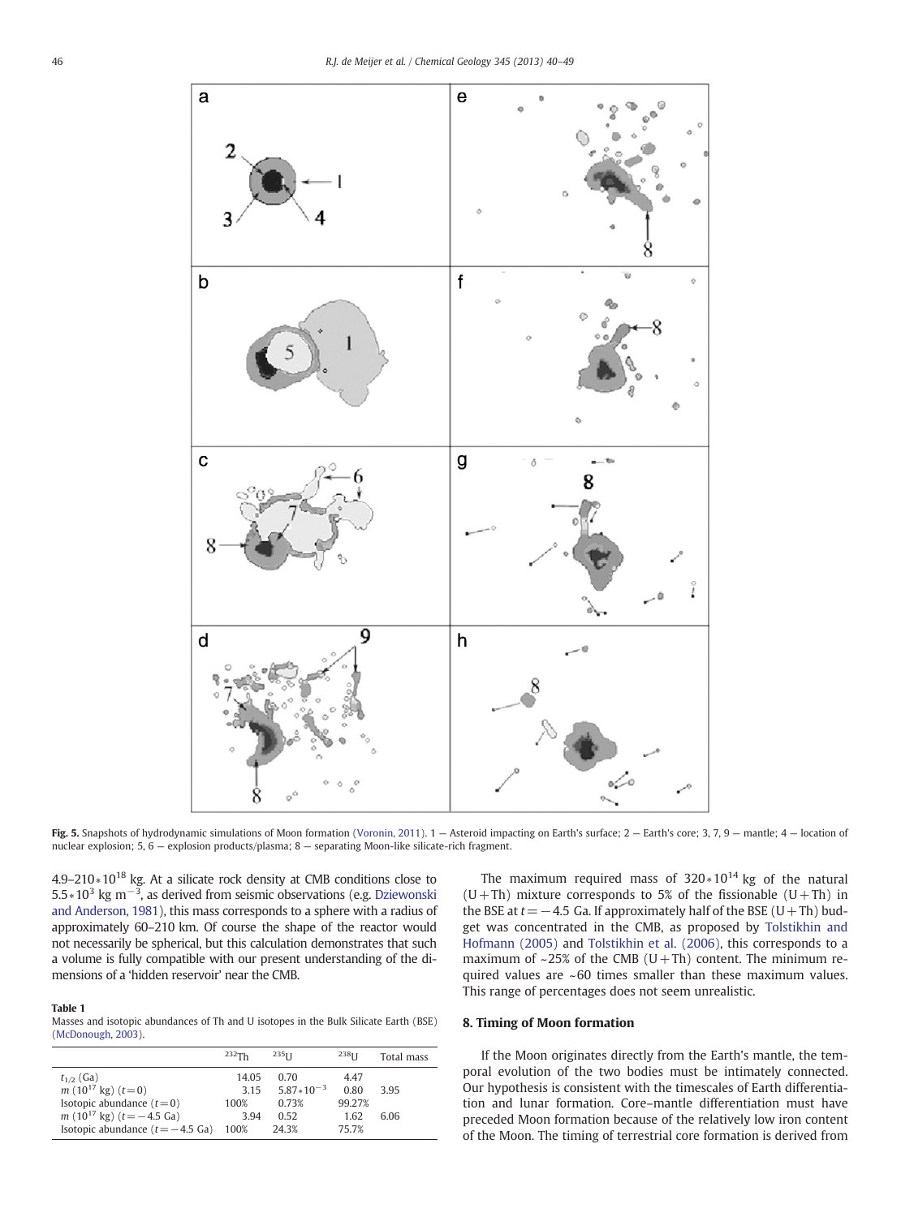Fig. 5. Snapshots of hydrodynamic simulations of Moon formation (Voronin, 2011). 1 — Asteroid impacting on Earth's surface; 2 — Earth's core; 3, 7, 9 — mantle; 4 — location of nuclear explosion; 5, 6 — explosion products/plasma; 8 — separating Moon-like silicate-rich fragment.

4.9–210 $*10^{18}$ kg. At a silicate rock density at CMB conditions close to $5.5*10^3$ kg m$^{-3}$, as derived from seismic observations (e.g. Dziewonski and Anderson, 1981), this mass corresponds to a sphere with a radius of approximately 60–210 km. Of course the shape of the reactor would not necessarily be spherical, but this calculation demonstrates that such a volume is fully compatible with our present understanding of the dimensions of a 'hidden reservoir' near the CMB.

**Table 1**
Masses and isotopic abundances of Th and U isotopes in the Bulk Silicate Earth (BSE) (McDonough, 2003).

| | $^{232}$Th | $^{235}$U | $^{238}$U | Total mass |
|---|---|---|---|---|
| $t_{1/2}$ (Ga) | 14.05 | 0.70 | 4.47 | |
| $m$ ($10^{17}$ kg) ($t=0$) | 3.15 | $5.87*10^{-3}$ | 0.80 | 3.95 |
| Isotopic abundance ($t=0$) | 100% | 0.73% | 99.27% | |
| $m$ ($10^{17}$ kg) ($t=-4.5$ Ga) | 3.94 | 0.52 | 1.62 | 6.06 |
| Isotopic abundance ($t=-4.5$ Ga) | 100% | 24.3% | 75.7% | |

The maximum required mass of $320*10^{14}$ kg of the natural (U+Th) mixture corresponds to 5% of the fissionable (U+Th) in the BSE at $t=-4.5$ Ga. If approximately half of the BSE (U+Th) budget was concentrated in the CMB, as proposed by Tolstikhin and Hofmann (2005) and Tolstikhin et al. (2006), this corresponds to a maximum of ~25% of the CMB (U+Th) content. The minimum required values are ~60 times smaller than these maximum values. This range of percentages does not seem unrealistic.

## 8. Timing of Moon formation

If the Moon originates directly from the Earth's mantle, the temporal evolution of the two bodies must be intimately connected. Our hypothesis is consistent with the timescales of Earth differentiation and lunar formation. Core–mantle differentiation must have preceded Moon formation because of the relatively low iron content of the Moon. The timing of terrestrial core formation is derived from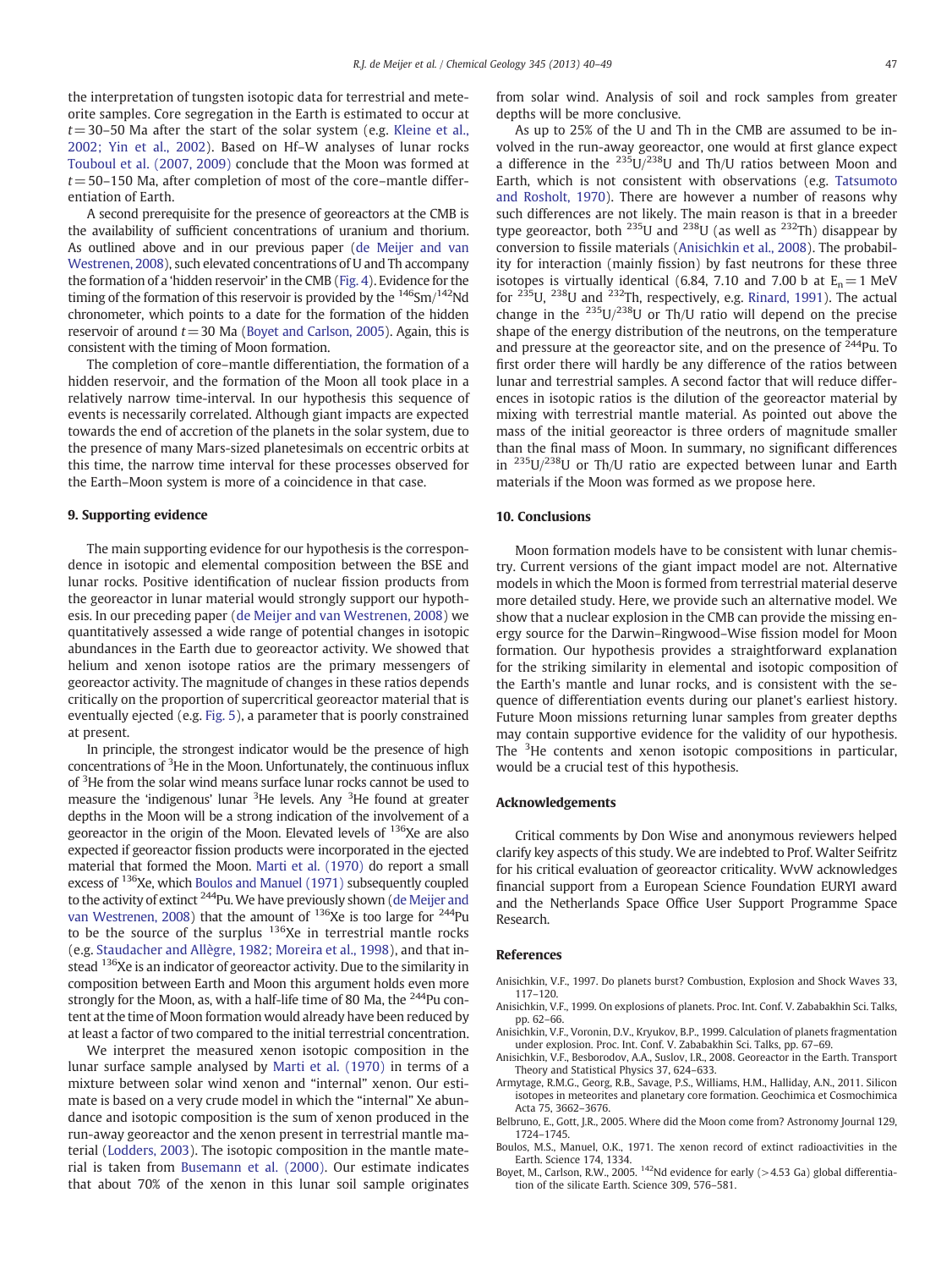the interpretation of tungsten isotopic data for terrestrial and meteorite samples. Core segregation in the Earth is estimated to occur at $t = 30$–50 Ma after the start of the solar system (e.g. Kleine et al., 2002; Yin et al., 2002). Based on Hf–W analyses of lunar rocks Touboul et al. (2007, 2009) conclude that the Moon was formed at $t = 50$–150 Ma, after completion of most of the core–mantle differentiation of Earth.

A second prerequisite for the presence of georeactors at the CMB is the availability of sufficient concentrations of uranium and thorium. As outlined above and in our previous paper (de Meijer and van Westrenen, 2008), such elevated concentrations of U and Th accompany the formation of a 'hidden reservoir' in the CMB (Fig. 4). Evidence for the timing of the formation of this reservoir is provided by the $^{146}$Sm/$^{142}$Nd chronometer, which points to a date for the formation of the hidden reservoir of around $t = 30$ Ma (Boyet and Carlson, 2005). Again, this is consistent with the timing of Moon formation.

The completion of core–mantle differentiation, the formation of a hidden reservoir, and the formation of the Moon all took place in a relatively narrow time-interval. In our hypothesis this sequence of events is necessarily correlated. Although giant impacts are expected towards the end of accretion of the planets in the solar system, due to the presence of many Mars-sized planetesimals on eccentric orbits at this time, the narrow time interval for these processes observed for the Earth–Moon system is more of a coincidence in that case.

## 9. Supporting evidence

The main supporting evidence for our hypothesis is the correspondence in isotopic and elemental composition between the BSE and lunar rocks. Positive identification of nuclear fission products from the georeactor in lunar material would strongly support our hypothesis. In our preceding paper (de Meijer and van Westrenen, 2008) we quantitatively assessed a wide range of potential changes in isotopic abundances in the Earth due to georeactor activity. We showed that helium and xenon isotope ratios are the primary messengers of georeactor activity. The magnitude of changes in these ratios depends critically on the proportion of supercritical georeactor material that is eventually ejected (e.g. Fig. 5), a parameter that is poorly constrained at present.

In principle, the strongest indicator would be the presence of high concentrations of $^{3}$He in the Moon. Unfortunately, the continuous influx of $^{3}$He from the solar wind means surface lunar rocks cannot be used to measure the 'indigenous' lunar $^{3}$He levels. Any $^{3}$He found at greater depths in the Moon will be a strong indication of the involvement of a georeactor in the origin of the Moon. Elevated levels of $^{136}$Xe are also expected if georeactor fission products were incorporated in the ejected material that formed the Moon. Marti et al. (1970) do report a small excess of $^{136}$Xe, which Boulos and Manuel (1971) subsequently coupled to the activity of extinct $^{244}$Pu. We have previously shown (de Meijer and van Westrenen, 2008) that the amount of $^{136}$Xe is too large for $^{244}$Pu to be the source of the surplus $^{136}$Xe in terrestrial mantle rocks (e.g. Staudacher and Allègre, 1982; Moreira et al., 1998), and that instead $^{136}$Xe is an indicator of georeactor activity. Due to the similarity in composition between Earth and Moon this argument holds even more strongly for the Moon, as, with a half-life time of 80 Ma, the $^{244}$Pu content at the time of Moon formation would already have been reduced by at least a factor of two compared to the initial terrestrial concentration.

We interpret the measured xenon isotopic composition in the lunar surface sample analysed by Marti et al. (1970) in terms of a mixture between solar wind xenon and "internal" xenon. Our estimate is based on a very crude model in which the "internal" Xe abundance and isotopic composition is the sum of xenon produced in the run-away georeactor and the xenon present in terrestrial mantle material (Lodders, 2003). The isotopic composition in the mantle material is taken from Busemann et al. (2000). Our estimate indicates that about 70% of the xenon in this lunar soil sample originates from solar wind. Analysis of soil and rock samples from greater depths will be more conclusive.

As up to 25% of the U and Th in the CMB are assumed to be involved in the run-away georeactor, one would at first glance expect a difference in the $^{235}$U/$^{238}$U and Th/U ratios between Moon and Earth, which is not consistent with observations (e.g. Tatsumoto and Rosholt, 1970). There are however a number of reasons why such differences are not likely. The main reason is that in a breeder type georeactor, both $^{235}$U and $^{238}$U (as well as $^{232}$Th) disappear by conversion to fissile materials (Anisichkin et al., 2008). The probability for interaction (mainly fission) by fast neutrons for these three isotopes is virtually identical (6.84, 7.10 and 7.00 b at $E_n = 1$ MeV for $^{235}$U, $^{238}$U and $^{232}$Th, respectively, e.g. Rinard, 1991). The actual change in the $^{235}$U/$^{238}$U or Th/U ratio will depend on the precise shape of the energy distribution of the neutrons, on the temperature and pressure at the georeactor site, and on the presence of $^{244}$Pu. To first order there will hardly be any difference of the ratios between lunar and terrestrial samples. A second factor that will reduce differences in isotopic ratios is the dilution of the georeactor material by mixing with terrestrial mantle material. As pointed out above the mass of the initial georeactor is three orders of magnitude smaller than the final mass of Moon. In summary, no significant differences in $^{235}$U/$^{238}$U or Th/U ratio are expected between lunar and Earth materials if the Moon was formed as we propose here.

## 10. Conclusions

Moon formation models have to be consistent with lunar chemistry. Current versions of the giant impact model are not. Alternative models in which the Moon is formed from terrestrial material deserve more detailed study. Here, we provide such an alternative model. We show that a nuclear explosion in the CMB can provide the missing energy source for the Darwin–Ringwood–Wise fission model for Moon formation. Our hypothesis provides a straightforward explanation for the striking similarity in elemental and isotopic composition of the Earth's mantle and lunar rocks, and is consistent with the sequence of differentiation events during our planet's earliest history. Future Moon missions returning lunar samples from greater depths may contain supportive evidence for the validity of our hypothesis. The $^{3}$He contents and xenon isotopic compositions in particular, would be a crucial test of this hypothesis.

## Acknowledgements

Critical comments by Don Wise and anonymous reviewers helped clarify key aspects of this study. We are indebted to Prof. Walter Seifritz for his critical evaluation of georeactor criticality. WvW acknowledges financial support from a European Science Foundation EURYI award and the Netherlands Space Office User Support Programme Space Research.

## References

Anisichkin, V.F., 1997. Do planets burst? Combustion, Explosion and Shock Waves 33, 117–120.

Anisichkin, V.F., 1999. On explosions of planets. Proc. Int. Conf. V. Zababakhin Sci. Talks, pp. 62–66.

Anisichkin, V.F., Voronin, D.V., Kryukov, B.P., 1999. Calculation of planets fragmentation under explosion. Proc. Int. Conf. V. Zababakhin Sci. Talks, pp. 67–69.

Anisichkin, V.F., Bezborodov, A.A., Suslov, I.R., 2008. Georeactor in the Earth. Transport Theory and Statistical Physics 37, 624–633.

Armytage, R.M.G., Georg, R.B., Savage, P.S., Williams, H.M., Halliday, A.N., 2011. Silicon isotopes in meteorites and planetary core formation. Geochimica et Cosmochimica Acta 75, 3662–3676.

Belbruno, E., Gott, J.R., 2005. Where did the Moon come from? Astronomy Journal 129, 1724–1745.

Boulos, M.S., Manuel, O.K., 1971. The xenon record of extinct radioactivities in the Earth. Science 174, 1334.

Boyet, M., Carlson, R.W., 2005. $^{142}$Nd evidence for early (>4.53 Ga) global differentiation of the silicate Earth. Science 309, 576–581.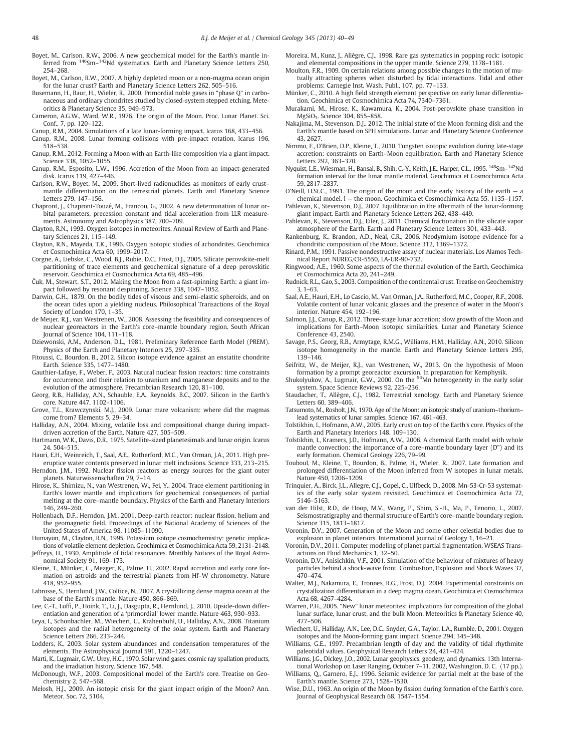Boyet, M., Carlson, R.W., 2006. A new geochemical model for the Earth's mantle inferred from $^{146}$Sm–$^{142}$Nd systematics. Earth and Planetary Science Letters 250, 254–268.

Boyet, M., Carlson, R.W., 2007. A highly depleted moon or a non-magma ocean origin for the lunar crust? Earth and Planetary Science Letters 262, 505–516.

Busemann, H., Baur, H., Wieler, R., 2000. Primordial noble gases in "phase Q" in carbonaceous and ordinary chondrites studied by closed-system stepped etching. Meteoritics & Planetary Science 35, 949–973.

Cameron, A.G.W., Ward, W.R., 1976. The origin of the Moon. Proc. Lunar Planet. Sci. Conf., 7, pp. 120–122.

Canup, R.M., 2004. Simulations of a late lunar-forming impact. Icarus 168, 433–456.

Canup, R.M., 2008. Lunar forming collisions with pre-impact rotation. Icarus 196, 518–538.

Canup, R.M., 2012. Forming a Moon with an Earth-like composition via a giant impact. Science 338, 1052–1055.

Canup, R.M., Esposito, L.W., 1996. Accretion of the Moon from an impact-generated disk. Icarus 119, 427–446.

Carlson, R.W., Boyet, M., 2009. Short-lived radionuclides as monitors of early crust–mantle differentiation on the terrestrial planets. Earth and Planetary Science Letters 279, 147–156.

Chapront, J., Chapront-Touzé, M., Francou, G., 2002. A new determination of lunar orbital parameters, precession constant and tidal acceleration from LLR measurements. Astronomy and Astrophysics 387, 700–709.

Clayton, R.N., 1993. Oxygen isotopes in meteorites. Annual Review of Earth and Planetary Sciences 21, 115–149.

Clayton, R.N., Mayeda, T.K., 1996. Oxygen isotopic studies of achondrites. Geochimica et Cosmochimica Acta 60, 1999–2017.

Corgne, A., Liebske, C., Wood, B.J., Rubie, D.C., Frost, D.J., 2005. Silicate perovskite-melt partitioning of trace elements and geochemical signature of a deep perovskitic reservoir. Geochimica et Cosmochimica Acta 69, 485–496.

Ćuk, M., Stewart, S.T., 2012. Making the Moon from a fast-spinning Earth: a giant impact followed by resonant despinning. Science 338, 1047–1052.

Darwin, G.H., 1879. On the bodily tides of viscous and semi-elastic spheroids, and on the ocean tides upon a yielding nucleus. Philosophical Transactions of the Royal Society of London 170, 1–35.

de Meijer, R.J., van Westrenen, W., 2008. Assessing the feasibility and consequences of nuclear georeactors in the Earth's core–mantle boundary region. South African Journal of Science 104, 111–118.

Dziewonski, A.M., Anderson, D.L., 1981. Preliminary Reference Earth Model (PREM). Physics of the Earth and Planetary Interiors 25, 297–335.

Fitoussi, C., Bourdon, B., 2012. Silicon isotope evidence against an enstatite chondrite Earth. Science 335, 1477–1480.

Gauthier-Lafaye, F., Weber, F., 2003. Natural nuclear fission reactors: time constraints for occurrence, and their relation to uranium and manganese deposits and to the evolution of the atmosphere. Precambrian Research 120, 81–100.

Georg, R.B., Halliday, A.N., Schauble, E.A., Reynolds, B.C., 2007. Silicon in the Earth's core. Nature 447, 1102–1106.

Grove, T.L., Krawczynski, M.J., 2009. Lunar mare volcanism: where did the magmas come from? Elements 5, 29–34.

Halliday, A.N., 2004. Mixing, volatile loss and compositional change during impact-driven accretion of the Earth. Nature 427, 505–509.

Hartmann, W.K., Davis, D.R., 1975. Satellite-sized planetesimals and lunar origin. Icarus 24, 504–515.

Hauri, E.H., Weinreich, T., Saal, A.E., Rutherford, M.C., Van Orman, J.A., 2011. High pre-eruptive water contents preserved in lunar melt inclusions. Science 333, 213–215.

Herndon, J.M., 1992. Nuclear fission reactors as energy sources for the giant outer planets. Naturwissenschaften 79, 7–14.

Hirose, K., Shimizu, N., van Westrenen, W., Fei, Y., 2004. Trace element partitioning in Earth's lower mantle and implications for geochemical consequences of partial melting at the core–mantle boundary. Physics of the Earth and Planetary Interiors 146, 249–260.

Hollenbach, D.F., Herndon, J.M., 2001. Deep-earth reactor: nuclear fission, helium and the geomagnetic field. Proceedings of the National Academy of Sciences of the United States of America 98, 11085–11090.

Humayun, M., Clayton, R.N., 1995. Potassium isotope cosmochemistry: genetic implications of volatile element depletion. Geochimica et Cosmochimica Acta 59, 2131–2148.

Jeffreys, H., 1930. Amplitude of tidal resonances. Monthly Notices of the Royal Astronomical Society 91, 169–173.

Kleine, T., Münker, C., Mezger, K., Palme, H., 2002. Rapid accretion and early core formation on astroids and the terrestrial planets from Hf–W chronometry. Nature 418, 952–955.

Labrosse, S., Hernlund, J.W., Coltice, N., 2007. A crystallizing dense magma ocean at the base of the Earth's mantle. Nature 450, 866–869.

Lee, C.-T., Luffi, P., Hoink, T., Li, J., Dasgupta, R., Hernlund, J., 2010. Upside-down differentiation and generation of a 'primordial' lower mantle. Nature 463, 930–933.

Leya, I., Schonbachler, M., Wiechert, U., Krahenbuhl, U., Halliday, A.N., 2008. Titanium isotopes and the radial heterogeneity of the solar system. Earth and Planetary Science Letters 266, 233–244.

Lodders, K., 2003. Solar system abundances and condensation temperatures of the elements. The Astrophysical Journal 591, 1220–1247.

Marti, K., Lugmair, G.W., Urey, H.C., 1970. Solar wind gases, cosmic ray spallation products, and the irradiation history. Science 167, 548.

McDonough, W.F., 2003. Compositional model of the Earth's core. Treatise on Geochemistry 2, 547–568.

Melosh, H.J., 2009. An isotopic crisis for the giant impact origin of the Moon? Ann. Meteor. Soc. 72, 5104.

Moreira, M., Kunz, J., Allègre, C.J., 1998. Rare gas systematics in popping rock: isotopic and elemental compositions in the upper mantle. Science 279, 1178–1181.

Moulton, F.R., 1909. On certain relations among possible changes in the motion of mutually attracting spheres when disturbed by tidal interactions. Tidal and other problems: Carnegie Inst. Wash. Publ., 107, pp. 77–133.

Münker, C., 2010. A high field strength element perspective on early lunar differentiation. Geochimica et Cosmochimica Acta 74, 7340–7361.

Murakami, M., Hirose, K., Kawamura, K., 2004. Post-perovskite phase transition in $MgSiO_3$. Science 304, 855–858.

Nakajima, M., Stevenson, D.J., 2012. The initial state of the Moon forming disk and the Earth's mantle based on SPH simulations. Lunar and Planetary Science Conference 43, 2627.

Nimmo, F., O'Brien, D.P., Kleine, T., 2010. Tungsten isotopic evolution during late-stage accretion: constraints on Earth–Moon equilibration. Earth and Planetary Science Letters 292, 363–370.

Nyquist, L.E., Wiesman, H., Bansal, B., Shih, C.-Y., Keith, J.E., Harper, C.L., 1995. $^{146}$Sm–$^{142}$Nd formation interval for the lunar mantle material. Geochimica et Cosmochimica Acta 59, 2817–2837.

O'Neill, H.St.C., 1991. The origin of the moon and the early history of the earth — a chemical model. I — the moon. Geochimica et Cosmochimica Acta 55, 1135–1157.

Pahlevan, K., Stevenson, D.J., 2007. Equilibration in the aftermath of the lunar-forming giant impact. Earth and Planetary Science Letters 262, 438–449.

Pahlevan, K., Stevenson, D.J., Eiler, J., 2011. Chemical fractionation in the silicate vapor atmosphere of the Earth. Earth and Planetary Science Letters 301, 433–443.

Rankenburg, K., Brandon, A.D., Neal, C.R., 2006. Neodymium isotope evidence for a chondritic composition of the Moon. Science 312, 1369–1372.

Rinard, P.M., 1991. Passive nondestructive assay of nuclear materials. Los Alamos Technical Report NUREG/CR-5550, LA-UR-90-732.

Ringwood, A.E., 1960. Some aspects of the thermal evolution of the Earth. Geochimica et Cosmochimica Acta 20, 241–249.

Rudnick, R.L., Gao, S., 2003. Composition of the continental crust. Treatise on Geochemistry 3, 1–63.

Saal, A.E., Hauri, E.H., Lo Cascio, M., Van Orman, J.A., Rutherford, M.C., Cooper, R.F., 2008. Volatile content of lunar volcanic glasses and the presence of water in the Moon's interior. Nature 454, 192–196.

Salmon, J.J., Canup, R., 2012. Three-stage lunar accretion: slow growth of the Moon and implications for Earth–Moon isotopic similarities. Lunar and Planetary Science Conference 43, 2540.

Savage, P.S., Georg, R.B., Armytage, R.M.G., Williams, H.M., Halliday, A.N., 2010. Silicon isotope homogeneity in the mantle. Earth and Planetary Science Letters 295, 139–146.

Seifritz, W., de Meijer, R.J., van Westrenen, W., 2013. On the hypothesis of Moon formation by a prompt georeactor excursion. In preparation for Kernphysik.

Shukolyukov, A., Lugmair, G.W., 2000. On the $^{53}$Mn heterogeneity in the early solar system. Space Science Reviews 92, 225–236.

Staudacher, T., Allègre, C.J., 1982. Terrestrial xenology. Earth and Planetary Science Letters 60, 389–406.

Tatsumoto, M., Rosholt, J.N., 1970. Age of the Moon: an isotopic study of uranium–thorium–lead systematics of lunar samples. Science 167, 461–463.

Tolstikhin, I., Hofmann, A.W., 2005. Early crust on top of the Earth's core. Physics of the Earth and Planetary Interiors 148, 109–130.

Tolstikhin, I., Kramers, J.D., Hofmann, A.W., 2006. A chemical Earth model with whole mantle convection: the importance of a core–mantle boundary layer (D") and its early formation. Chemical Geology 226, 79–99.

Touboul, M., Kleine, T., Bourdon, B., Palme, H., Wieler, R., 2007. Late formation and prolonged differentiation of the Moon inferred from W isotopes in lunar metals. Nature 450, 1206–1209.

Trinquier, A., Birck, J.L., Allegre, C.J., Gopel, C., Ulfbeck, D., 2008. Mn-53-Cr-53 systematics of the early solar system revisited. Geochimica et Cosmochimica Acta 72, 5146–5163.

van der Hilst, R.D., de Hoop, M.V., Wang, P., Shim, S.-H., Ma, P., Tenorio, L., 2007. Seismostratigraphy and thermal structure of Earth's core–mantle boundary region. Science 315, 1813–1817.

Voronin, D.V., 2007. Generation of the Moon and some other celestial bodies due to explosion in planet interiors. International Journal of Geology 1, 16–21.

Voronin, D.V., 2011. Computer modeling of planet partial fragmentation. WSEAS Transactions on Fluid Mechanics 1, 32–50.

Voronin, D.V., Anisichkin, V.F., 2001. Simulation of the behaviour of mixtures of heavy particles behind a shock-wave front. Combustion, Explosion and Shock Waves 37, 470–474.

Walter, M.J., Nakamura, E., Tronnes, R.G., Frost, D.J., 2004. Experimental constraints on crystallization differentiation in a deep magma ocean. Geochimica et Cosmochimica Acta 68, 4267–4284.

Warren, P.H., 2005. "New" lunar meteorites: implications for composition of the global lunar surface, lunar crust, and the bulk Moon. Meteoritics & Planetary Science 40, 477–506.

Wiechert, U., Halliday, A.N., Lee, D.C., Snyder, G.A., Taylor, L.A., Rumble, D., 2001. Oxygen isotopes and the Moon-forming giant impact. Science 294, 345–348.

Williams, G.E., 1997. Precambrian length of day and the validity of tidal rhythmite paleotidal values. Geophysical Research Letters 24, 421–424.

Williams, J.G., Dickey, J.O., 2002. Lunar geophysics, geodesy, and dynamics. 13th International Workshop on Laser Ranging, October 7–11, 2002, Washington, D. C. (17 pp.).

Williams, Q., Garnero, E.J., 1996. Seismic evidence for partial melt at the base of the Earth's mantle. Science 273, 1528–1530.

Wise, D.U., 1963. An origin of the Moon by fission during formation of the Earth's core. Journal of Geophysical Research 68, 1547–1554.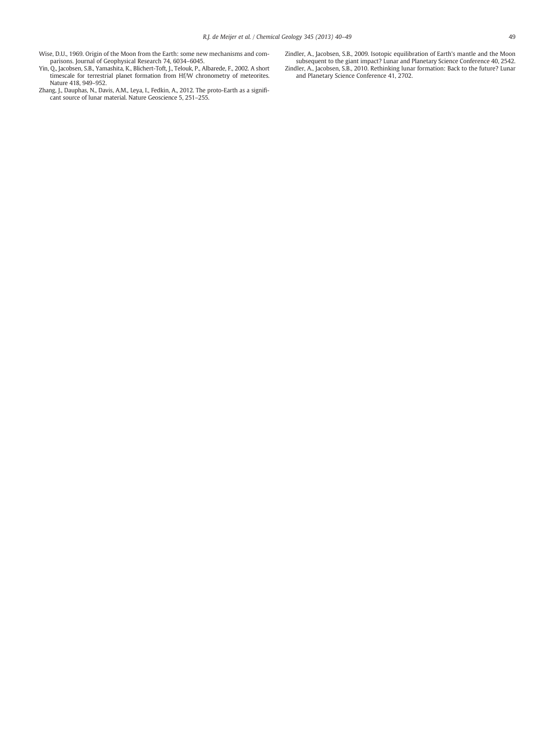Wise, D.U., 1969. Origin of the Moon from the Earth: some new mechanisms and comparisons. Journal of Geophysical Research 74, 6034–6045.

Yin, Q., Jacobsen, S.B., Yamashita, K., Blichert-Toft, J., Telouk, P., Albarede, F., 2002. A short timescale for terrestrial planet formation from Hf/W chronometry of meteorites. Nature 418, 949–952.

Zhang, J., Dauphas, N., Davis, A.M., Leya, I., Fedkin, A., 2012. The proto-Earth as a significant source of lunar material. Nature Geoscience 5, 251–255.

Zindler, A., Jacobsen, S.B., 2009. Isotopic equilibration of Earth's mantle and the Moon subsequent to the giant impact? Lunar and Planetary Science Conference 40, 2542.

Zindler, A., Jacobsen, S.B., 2010. Rethinking lunar formation: Back to the future? Lunar and Planetary Science Conference 41, 2702.